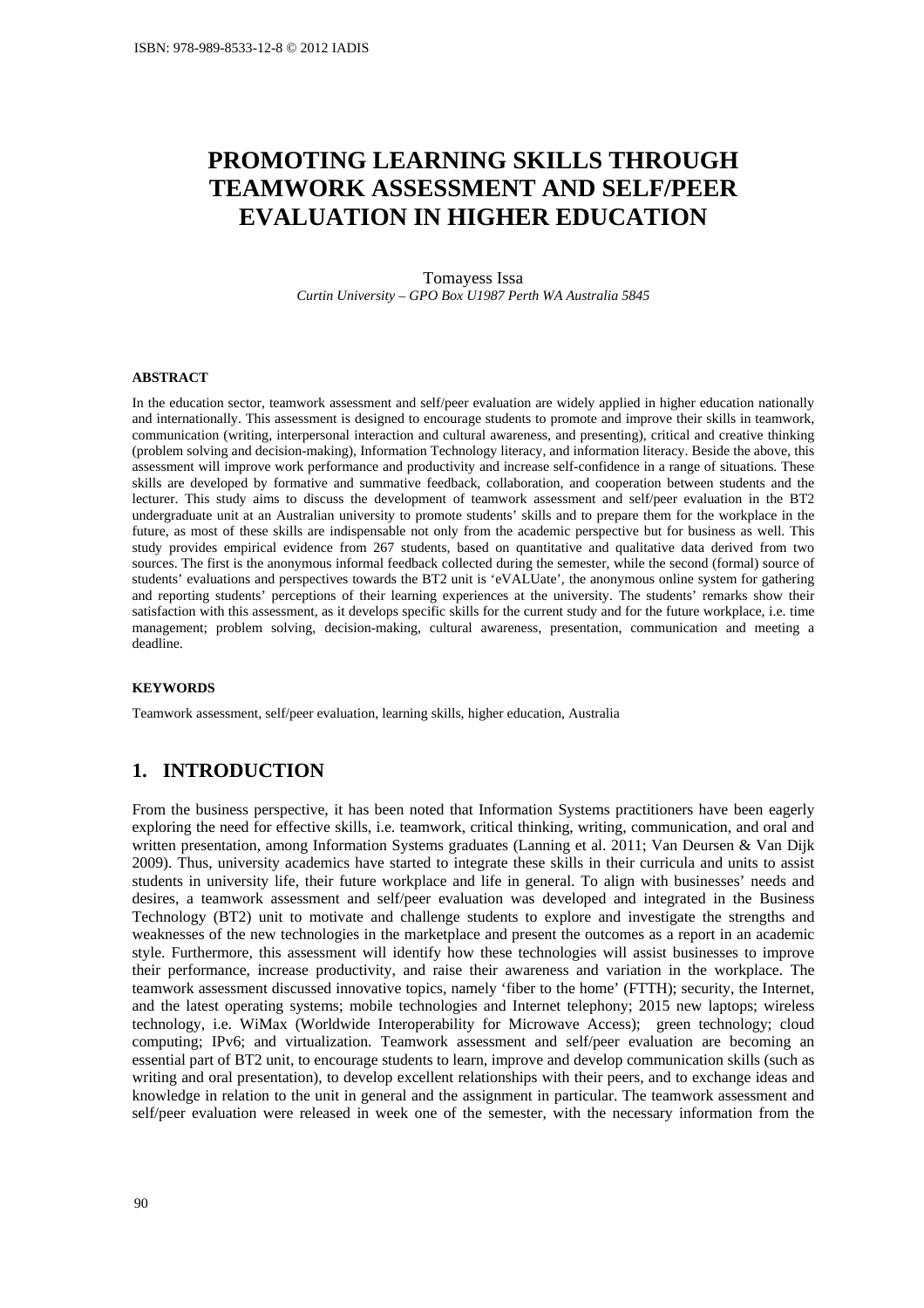# PROMOTING LEARNING SKILLS THROUGH TEAMWORK ASSESSMENT AND SELF/PEER EVALUATION IN HIGHER EDUCATION

Tomayess Issa

*Curtin University – GPO Box U1987 Perth WA Australia 5845*

### ABSTRACT

In the education sector, teamwork assessment and self/peer evaluation are widely applied in higher education nationally and internationally. This assessment is designed to encourage students to promote and improve their skills in teamwork, communication (writing, interpersonal interaction and cultural awareness, and presenting), critical and creative thinking (problem solving and decision-making), Information Technology literacy, and information literacy. Beside the above, this assessment will improve work performance and productivity and increase self-confidence in a range of situations. These skills are developed by formative and summative feedback, collaboration, and cooperation between students and the lecturer. This study aims to discuss the development of teamwork assessment and self/peer evaluation in the BT2 undergraduate unit at an Australian university to promote students' skills and to prepare them for the workplace in the future, as most of these skills are indispensable not only from the academic perspective but for business as well. This study provides empirical evidence from 267 students, based on quantitative and qualitative data derived from two sources. The first is the anonymous informal feedback collected during the semester, while the second (formal) source of students' evaluations and perspectives towards the BT2 unit is 'eVALUate', the anonymous online system for gathering and reporting students' perceptions of their learning experiences at the university. The students' remarks show their satisfaction with this assessment, as it develops specific skills for the current study and for the future workplace, i.e. time management; problem solving, decision-making, cultural awareness, presentation, communication and meeting a deadline.

### KEYWORDS

Teamwork assessment, self/peer evaluation, learning skills, higher education, Australia

## 1. INTRODUCTION

From the business perspective, it has been noted that Information Systems practitioners have been eagerly exploring the need for effective skills, i.e. teamwork, critical thinking, writing, communication, and oral and written presentation, among Information Systems graduates (Lanning et al. 2011; Van Deursen & Van Dijk 2009). Thus, university academics have started to integrate these skills in their curricula and units to assist students in university life, their future workplace and life in general. To align with businesses' needs and desires, a teamwork assessment and self/peer evaluation was developed and integrated in the Business Technology (BT2) unit to motivate and challenge students to explore and investigate the strengths and weaknesses of the new technologies in the marketplace and present the outcomes as a report in an academic style. Furthermore, this assessment will identify how these technologies will assist businesses to improve their performance, increase productivity, and raise their awareness and variation in the workplace. The teamwork assessment discussed innovative topics, namely 'fiber to the home' (FTTH); security, the Internet, and the latest operating systems; mobile technologies and Internet telephony; 2015 new laptops; wireless technology, i.e. WiMax (Worldwide Interoperability for Microwave Access); green technology; cloud computing; IPv6; and virtualization. Teamwork assessment and self/peer evaluation are becoming an essential part of BT2 unit, to encourage students to learn, improve and develop communication skills (such as writing and oral presentation), to develop excellent relationships with their peers, and to exchange ideas and knowledge in relation to the unit in general and the assignment in particular. The teamwork assessment and self/peer evaluation were released in week one of the semester, with the necessary information from the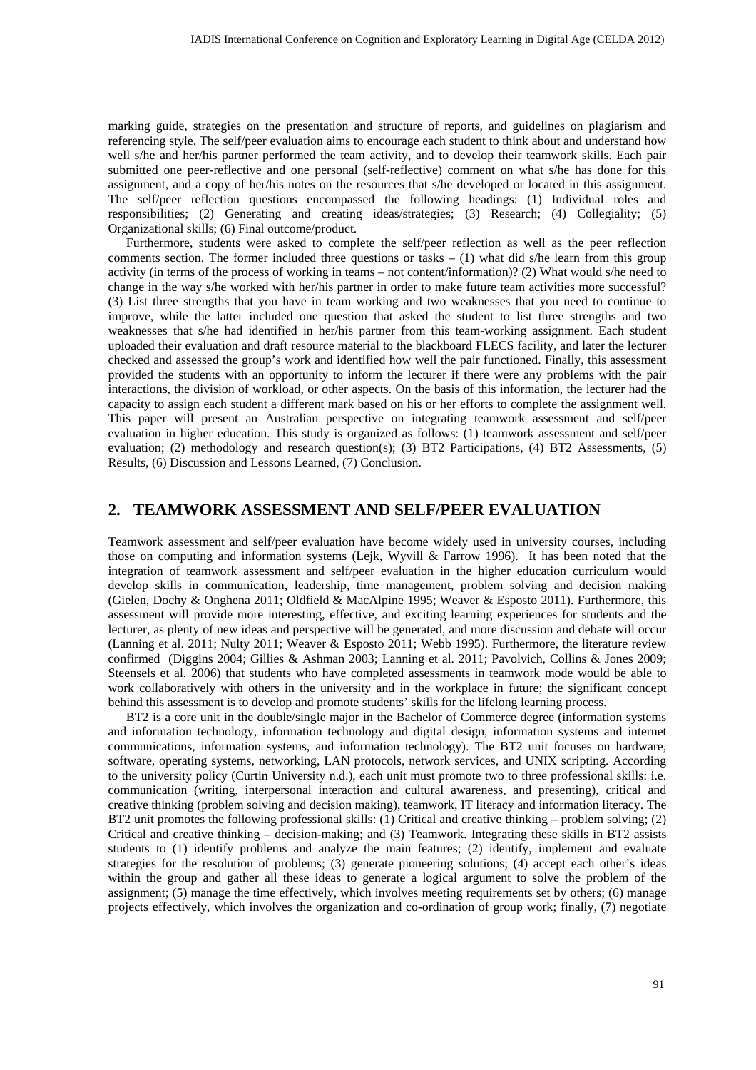marking guide, strategies on the presentation and structure of reports, and guidelines on plagiarism and referencing style. The self/peer evaluation aims to encourage each student to think about and understand how well s/he and her/his partner performed the team activity, and to develop their teamwork skills. Each pair submitted one peer-reflective and one personal (self-reflective) comment on what s/he has done for this assignment, and a copy of her/his notes on the resources that s/he developed or located in this assignment. The self/peer reflection questions encompassed the following headings: (1) Individual roles and responsibilities; (2) Generating and creating ideas/strategies; (3) Research; (4) Collegiality; (5) Organizational skills; (6) Final outcome/product.

Furthermore, students were asked to complete the self/peer reflection as well as the peer reflection comments section. The former included three questions or tasks – (1) what did s/he learn from this group activity (in terms of the process of working in teams – not content/information)? (2) What would s/he need to change in the way s/he worked with her/his partner in order to make future team activities more successful? (3) List three strengths that you have in team working and two weaknesses that you need to continue to improve, while the latter included one question that asked the student to list three strengths and two weaknesses that s/he had identified in her/his partner from this team-working assignment. Each student uploaded their evaluation and draft resource material to the blackboard FLECS facility, and later the lecturer checked and assessed the group's work and identified how well the pair functioned. Finally, this assessment provided the students with an opportunity to inform the lecturer if there were any problems with the pair interactions, the division of workload, or other aspects. On the basis of this information, the lecturer had the capacity to assign each student a different mark based on his or her efforts to complete the assignment well. This paper will present an Australian perspective on integrating teamwork assessment and self/peer evaluation in higher education. This study is organized as follows: (1) teamwork assessment and self/peer evaluation; (2) methodology and research question(s); (3) BT2 Participations, (4) BT2 Assessments, (5) Results, (6) Discussion and Lessons Learned, (7) Conclusion.

## 2. TEAMWORK ASSESSMENT AND SELF/PEER EVALUATION

Teamwork assessment and self/peer evaluation have become widely used in university courses, including those on computing and information systems (Lejk, Wyvill & Farrow 1996). It has been noted that the integration of teamwork assessment and self/peer evaluation in the higher education curriculum would develop skills in communication, leadership, time management, problem solving and decision making (Gielen, Dochy & Onghena 2011; Oldfield & MacAlpine 1995; Weaver & Esposto 2011). Furthermore, this assessment will provide more interesting, effective, and exciting learning experiences for students and the lecturer, as plenty of new ideas and perspective will be generated, and more discussion and debate will occur (Lanning et al. 2011; Nulty 2011; Weaver & Esposto 2011; Webb 1995). Furthermore, the literature review confirmed (Diggins 2004; Gillies & Ashman 2003; Lanning et al. 2011; Pavolvich, Collins & Jones 2009; Steensels et al. 2006) that students who have completed assessments in teamwork mode would be able to work collaboratively with others in the university and in the workplace in future; the significant concept behind this assessment is to develop and promote students' skills for the lifelong learning process.

BT2 is a core unit in the double/single major in the Bachelor of Commerce degree (information systems and information technology, information technology and digital design, information systems and internet communications, information systems, and information technology). The BT2 unit focuses on hardware, software, operating systems, networking, LAN protocols, network services, and UNIX scripting. According to the university policy (Curtin University n.d.), each unit must promote two to three professional skills: i.e. communication (writing, interpersonal interaction and cultural awareness, and presenting), critical and creative thinking (problem solving and decision making), teamwork, IT literacy and information literacy. The BT2 unit promotes the following professional skills: (1) Critical and creative thinking – problem solving; (2) Critical and creative thinking – decision-making; and (3) Teamwork. Integrating these skills in BT2 assists students to (1) identify problems and analyze the main features; (2) identify, implement and evaluate strategies for the resolution of problems; (3) generate pioneering solutions; (4) accept each other's ideas within the group and gather all these ideas to generate a logical argument to solve the problem of the assignment; (5) manage the time effectively, which involves meeting requirements set by others; (6) manage projects effectively, which involves the organization and co-ordination of group work; finally, (7) negotiate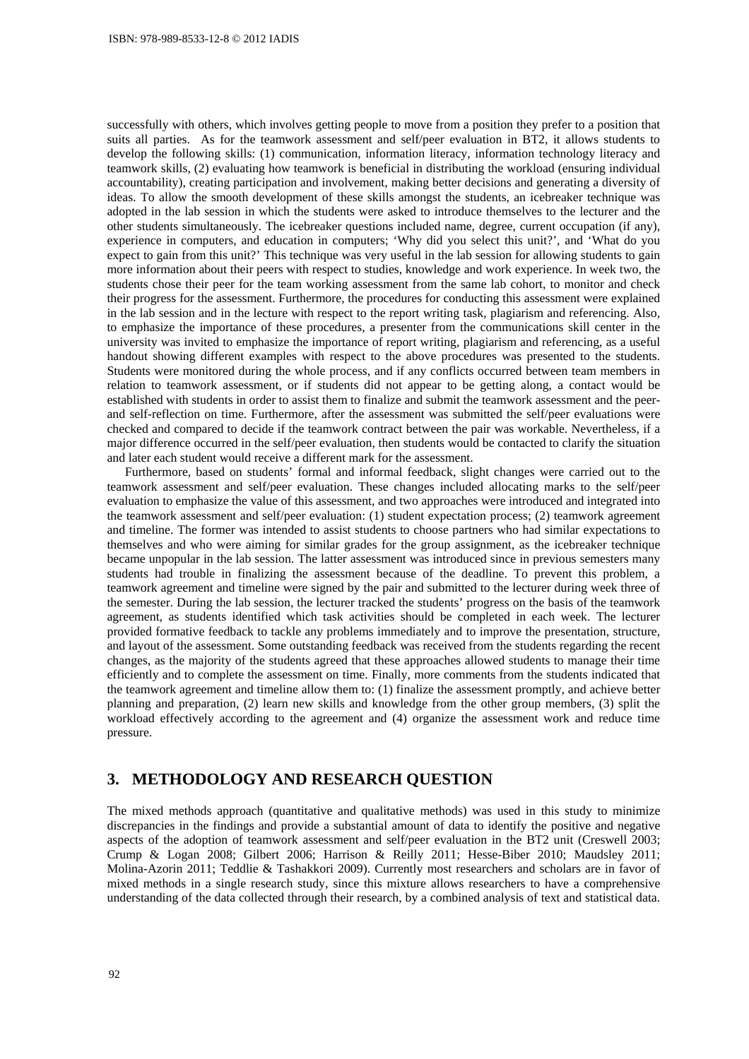successfully with others, which involves getting people to move from a position they prefer to a position that suits all parties. As for the teamwork assessment and self/peer evaluation in BT2, it allows students to develop the following skills: (1) communication, information literacy, information technology literacy and teamwork skills, (2) evaluating how teamwork is beneficial in distributing the workload (ensuring individual accountability), creating participation and involvement, making better decisions and generating a diversity of ideas. To allow the smooth development of these skills amongst the students, an icebreaker technique was adopted in the lab session in which the students were asked to introduce themselves to the lecturer and the other students simultaneously. The icebreaker questions included name, degree, current occupation (if any), experience in computers, and education in computers; 'Why did you select this unit?', and 'What do you expect to gain from this unit?' This technique was very useful in the lab session for allowing students to gain more information about their peers with respect to studies, knowledge and work experience. In week two, the students chose their peer for the team working assessment from the same lab cohort, to monitor and check their progress for the assessment. Furthermore, the procedures for conducting this assessment were explained in the lab session and in the lecture with respect to the report writing task, plagiarism and referencing. Also, to emphasize the importance of these procedures, a presenter from the communications skill center in the university was invited to emphasize the importance of report writing, plagiarism and referencing, as a useful handout showing different examples with respect to the above procedures was presented to the students. Students were monitored during the whole process, and if any conflicts occurred between team members in relation to teamwork assessment, or if students did not appear to be getting along, a contact would be established with students in order to assist them to finalize and submit the teamwork assessment and the peer- and self-reflection on time. Furthermore, after the assessment was submitted the self/peer evaluations were checked and compared to decide if the teamwork contract between the pair was workable. Nevertheless, if a major difference occurred in the self/peer evaluation, then students would be contacted to clarify the situation and later each student would receive a different mark for the assessment.

Furthermore, based on students' formal and informal feedback, slight changes were carried out to the teamwork assessment and self/peer evaluation. These changes included allocating marks to the self/peer evaluation to emphasize the value of this assessment, and two approaches were introduced and integrated into the teamwork assessment and self/peer evaluation: (1) student expectation process; (2) teamwork agreement and timeline. The former was intended to assist students to choose partners who had similar expectations to themselves and who were aiming for similar grades for the group assignment, as the icebreaker technique became unpopular in the lab session. The latter assessment was introduced since in previous semesters many students had trouble in finalizing the assessment because of the deadline. To prevent this problem, a teamwork agreement and timeline were signed by the pair and submitted to the lecturer during week three of the semester. During the lab session, the lecturer tracked the students' progress on the basis of the teamwork agreement, as students identified which task activities should be completed in each week. The lecturer provided formative feedback to tackle any problems immediately and to improve the presentation, structure, and layout of the assessment. Some outstanding feedback was received from the students regarding the recent changes, as the majority of the students agreed that these approaches allowed students to manage their time efficiently and to complete the assessment on time. Finally, more comments from the students indicated that the teamwork agreement and timeline allow them to: (1) finalize the assessment promptly, and achieve better planning and preparation, (2) learn new skills and knowledge from the other group members, (3) split the workload effectively according to the agreement and (4) organize the assessment work and reduce time pressure.

## 3. METHODOLOGY AND RESEARCH QUESTION

The mixed methods approach (quantitative and qualitative methods) was used in this study to minimize discrepancies in the findings and provide a substantial amount of data to identify the positive and negative aspects of the adoption of teamwork assessment and self/peer evaluation in the BT2 unit (Creswell 2003; Crump & Logan 2008; Gilbert 2006; Harrison & Reilly 2011; Hesse-Biber 2010; Maudsley 2011; Molina-Azorin 2011; Teddlie & Tashakkori 2009). Currently most researchers and scholars are in favor of mixed methods in a single research study, since this mixture allows researchers to have a comprehensive understanding of the data collected through their research, by a combined analysis of text and statistical data.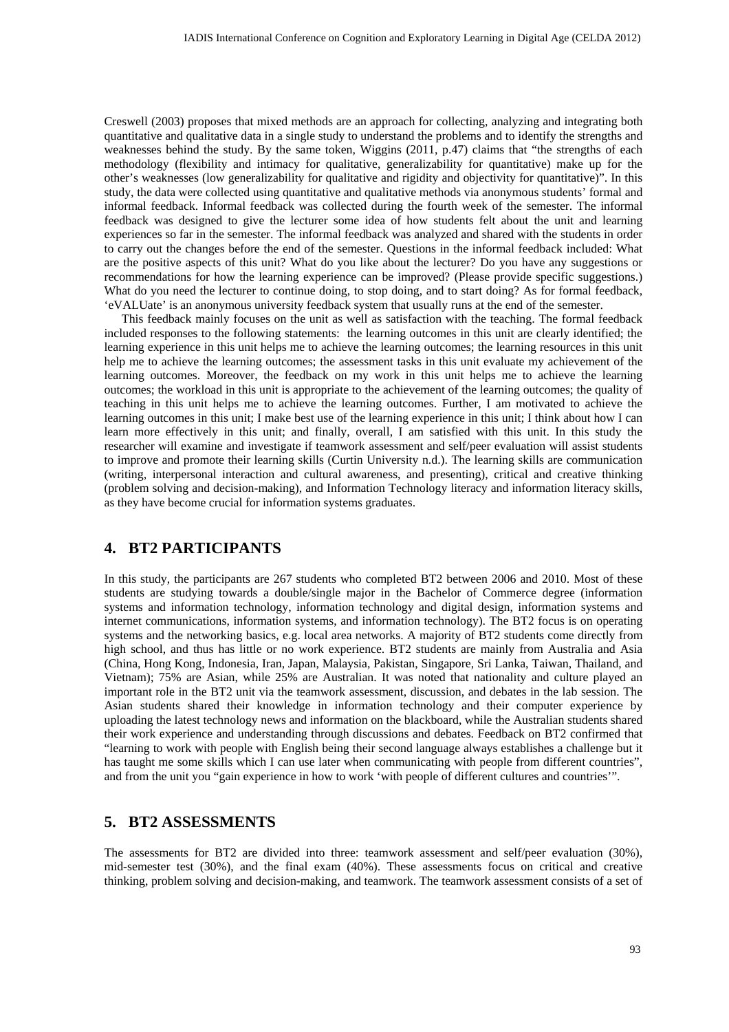Creswell (2003) proposes that mixed methods are an approach for collecting, analyzing and integrating both quantitative and qualitative data in a single study to understand the problems and to identify the strengths and weaknesses behind the study. By the same token, Wiggins (2011, p.47) claims that "the strengths of each methodology (flexibility and intimacy for qualitative, generalizability for quantitative) make up for the other's weaknesses (low generalizability for qualitative and rigidity and objectivity for quantitative)". In this study, the data were collected using quantitative and qualitative methods via anonymous students' formal and informal feedback. Informal feedback was collected during the fourth week of the semester. The informal feedback was designed to give the lecturer some idea of how students felt about the unit and learning experiences so far in the semester. The informal feedback was analyzed and shared with the students in order to carry out the changes before the end of the semester. Questions in the informal feedback included: What are the positive aspects of this unit? What do you like about the lecturer? Do you have any suggestions or recommendations for how the learning experience can be improved? (Please provide specific suggestions.) What do you need the lecturer to continue doing, to stop doing, and to start doing? As for formal feedback, 'eVALUate' is an anonymous university feedback system that usually runs at the end of the semester.

This feedback mainly focuses on the unit as well as satisfaction with the teaching. The formal feedback included responses to the following statements: the learning outcomes in this unit are clearly identified; the learning experience in this unit helps me to achieve the learning outcomes; the learning resources in this unit help me to achieve the learning outcomes; the assessment tasks in this unit evaluate my achievement of the learning outcomes. Moreover, the feedback on my work in this unit helps me to achieve the learning outcomes; the workload in this unit is appropriate to the achievement of the learning outcomes; the quality of teaching in this unit helps me to achieve the learning outcomes. Further, I am motivated to achieve the learning outcomes in this unit; I make best use of the learning experience in this unit; I think about how I can learn more effectively in this unit; and finally, overall, I am satisfied with this unit. In this study the researcher will examine and investigate if teamwork assessment and self/peer evaluation will assist students to improve and promote their learning skills (Curtin University n.d.). The learning skills are communication (writing, interpersonal interaction and cultural awareness, and presenting), critical and creative thinking (problem solving and decision-making), and Information Technology literacy and information literacy skills, as they have become crucial for information systems graduates.

## 4. BT2 PARTICIPANTS

In this study, the participants are 267 students who completed BT2 between 2006 and 2010. Most of these students are studying towards a double/single major in the Bachelor of Commerce degree (information systems and information technology, information technology and digital design, information systems and internet communications, information systems, and information technology). The BT2 focus is on operating systems and the networking basics, e.g. local area networks. A majority of BT2 students come directly from high school, and thus has little or no work experience. BT2 students are mainly from Australia and Asia (China, Hong Kong, Indonesia, Iran, Japan, Malaysia, Pakistan, Singapore, Sri Lanka, Taiwan, Thailand, and Vietnam); 75% are Asian, while 25% are Australian. It was noted that nationality and culture played an important role in the BT2 unit via the teamwork assessment, discussion, and debates in the lab session. The Asian students shared their knowledge in information technology and their computer experience by uploading the latest technology news and information on the blackboard, while the Australian students shared their work experience and understanding through discussions and debates. Feedback on BT2 confirmed that "learning to work with people with English being their second language always establishes a challenge but it has taught me some skills which I can use later when communicating with people from different countries", and from the unit you "gain experience in how to work 'with people of different cultures and countries'".

## 5. BT2 ASSESSMENTS

The assessments for BT2 are divided into three: teamwork assessment and self/peer evaluation (30%), mid-semester test (30%), and the final exam (40%). These assessments focus on critical and creative thinking, problem solving and decision-making, and teamwork. The teamwork assessment consists of a set of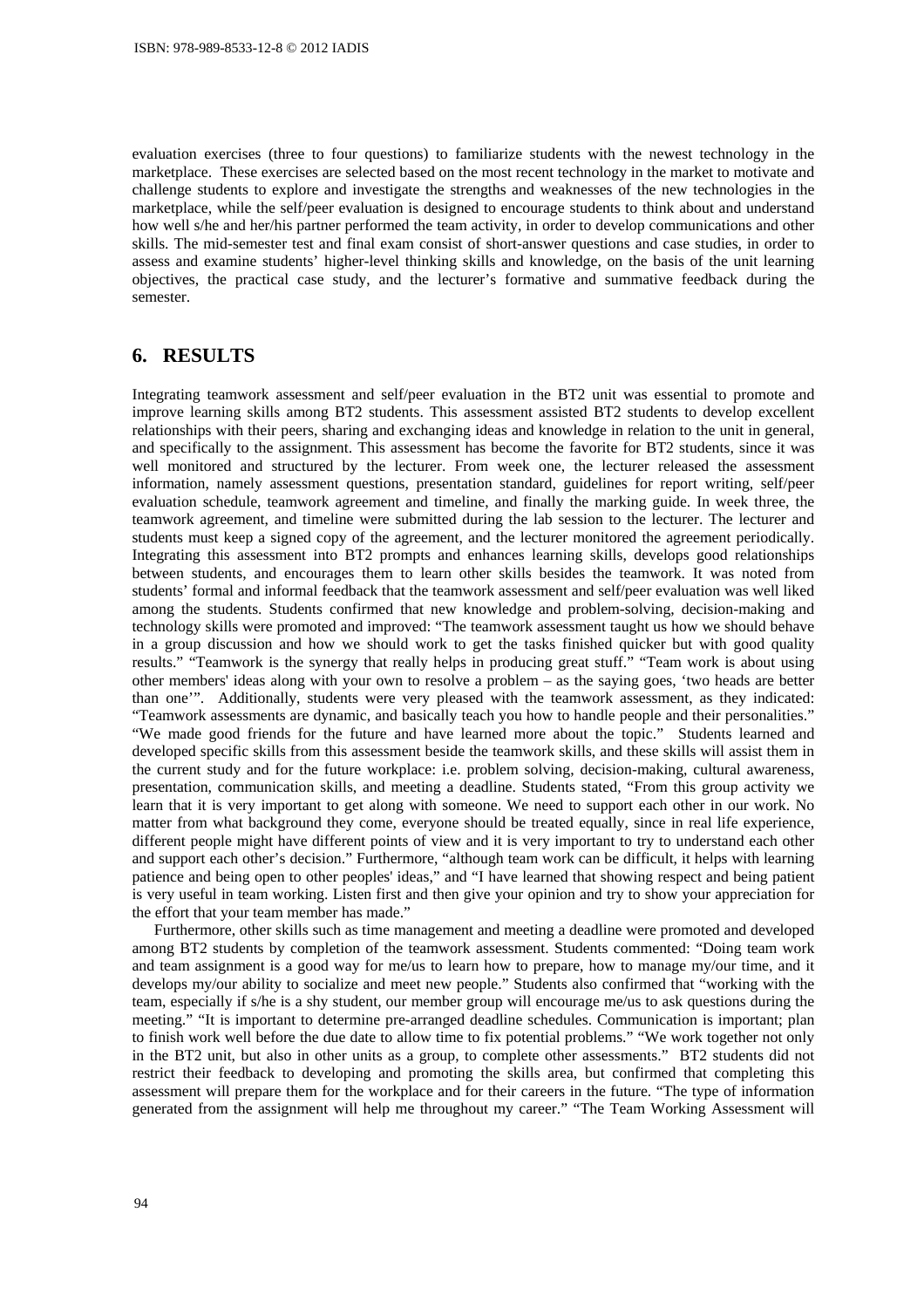evaluation exercises (three to four questions) to familiarize students with the newest technology in the marketplace. These exercises are selected based on the most recent technology in the market to motivate and challenge students to explore and investigate the strengths and weaknesses of the new technologies in the marketplace, while the self/peer evaluation is designed to encourage students to think about and understand how well s/he and her/his partner performed the team activity, in order to develop communications and other skills. The mid-semester test and final exam consist of short-answer questions and case studies, in order to assess and examine students' higher-level thinking skills and knowledge, on the basis of the unit learning objectives, the practical case study, and the lecturer's formative and summative feedback during the semester.

## 6. RESULTS

Integrating teamwork assessment and self/peer evaluation in the BT2 unit was essential to promote and improve learning skills among BT2 students. This assessment assisted BT2 students to develop excellent relationships with their peers, sharing and exchanging ideas and knowledge in relation to the unit in general, and specifically to the assignment. This assessment has become the favorite for BT2 students, since it was well monitored and structured by the lecturer. From week one, the lecturer released the assessment information, namely assessment questions, presentation standard, guidelines for report writing, self/peer evaluation schedule, teamwork agreement and timeline, and finally the marking guide. In week three, the teamwork agreement, and timeline were submitted during the lab session to the lecturer. The lecturer and students must keep a signed copy of the agreement, and the lecturer monitored the agreement periodically. Integrating this assessment into BT2 prompts and enhances learning skills, develops good relationships between students, and encourages them to learn other skills besides the teamwork. It was noted from students' formal and informal feedback that the teamwork assessment and self/peer evaluation was well liked among the students. Students confirmed that new knowledge and problem-solving, decision-making and technology skills were promoted and improved: "The teamwork assessment taught us how we should behave in a group discussion and how we should work to get the tasks finished quicker but with good quality results." "Teamwork is the synergy that really helps in producing great stuff." "Team work is about using other members' ideas along with your own to resolve a problem – as the saying goes, 'two heads are better than one'". Additionally, students were very pleased with the teamwork assessment, as they indicated: "Teamwork assessments are dynamic, and basically teach you how to handle people and their personalities." "We made good friends for the future and have learned more about the topic." Students learned and developed specific skills from this assessment beside the teamwork skills, and these skills will assist them in the current study and for the future workplace: i.e. problem solving, decision-making, cultural awareness, presentation, communication skills, and meeting a deadline. Students stated, "From this group activity we learn that it is very important to get along with someone. We need to support each other in our work. No matter from what background they come, everyone should be treated equally, since in real life experience, different people might have different points of view and it is very important to try to understand each other and support each other's decision." Furthermore, "although team work can be difficult, it helps with learning patience and being open to other peoples' ideas," and "I have learned that showing respect and being patient is very useful in team working. Listen first and then give your opinion and try to show your appreciation for the effort that your team member has made."

Furthermore, other skills such as time management and meeting a deadline were promoted and developed among BT2 students by completion of the teamwork assessment. Students commented: "Doing team work and team assignment is a good way for me/us to learn how to prepare, how to manage my/our time, and it develops my/our ability to socialize and meet new people." Students also confirmed that "working with the team, especially if s/he is a shy student, our member group will encourage me/us to ask questions during the meeting." "It is important to determine pre-arranged deadline schedules. Communication is important; plan to finish work well before the due date to allow time to fix potential problems." "We work together not only in the BT2 unit, but also in other units as a group, to complete other assessments." BT2 students did not restrict their feedback to developing and promoting the skills area, but confirmed that completing this assessment will prepare them for the workplace and for their careers in the future. "The type of information generated from the assignment will help me throughout my career." "The Team Working Assessment will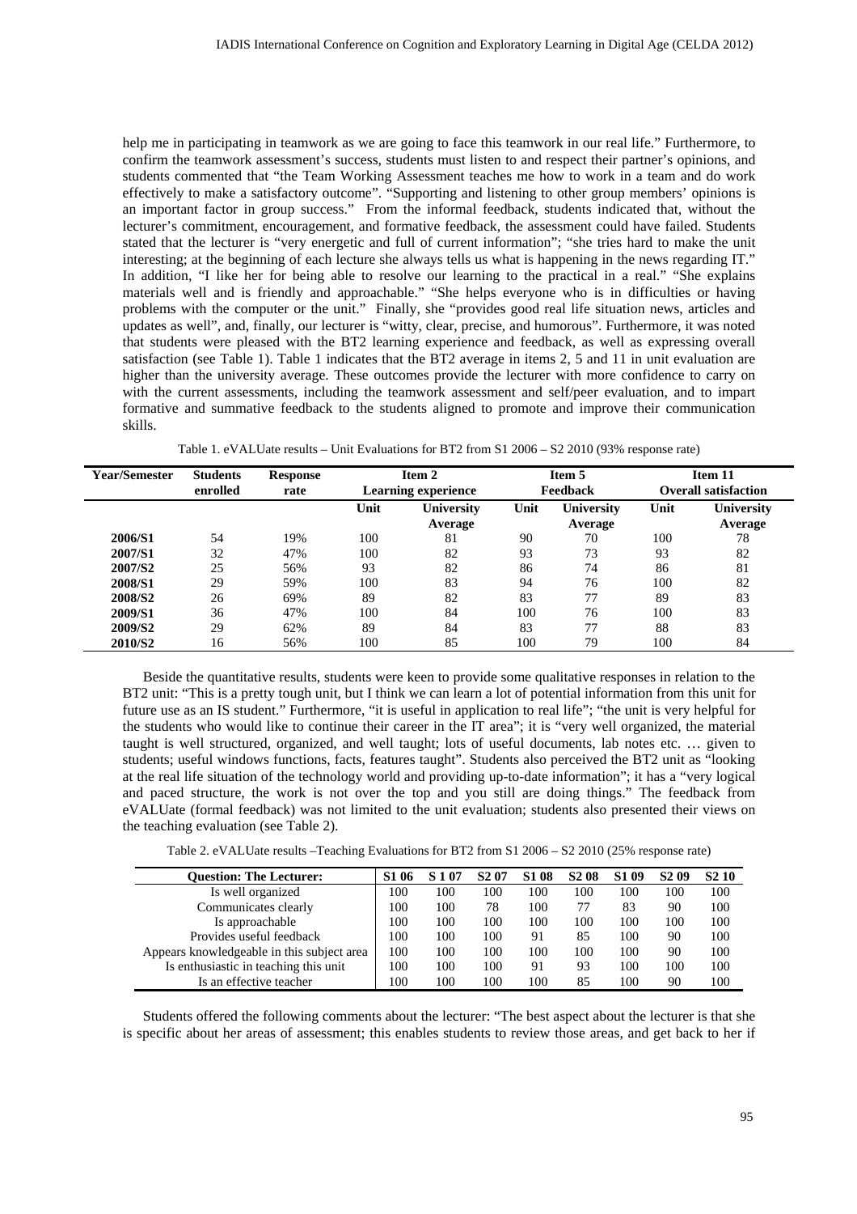help me in participating in teamwork as we are going to face this teamwork in our real life." Furthermore, to confirm the teamwork assessment's success, students must listen to and respect their partner's opinions, and students commented that "the Team Working Assessment teaches me how to work in a team and do work effectively to make a satisfactory outcome". "Supporting and listening to other group members' opinions is an important factor in group success." From the informal feedback, students indicated that, without the lecturer's commitment, encouragement, and formative feedback, the assessment could have failed. Students stated that the lecturer is "very energetic and full of current information"; "she tries hard to make the unit interesting; at the beginning of each lecture she always tells us what is happening in the news regarding IT." In addition, "I like her for being able to resolve our learning to the practical in a real." "She explains materials well and is friendly and approachable." "She helps everyone who is in difficulties or having problems with the computer or the unit." Finally, she "provides good real life situation news, articles and updates as well", and, finally, our lecturer is "witty, clear, precise, and humorous". Furthermore, it was noted that students were pleased with the BT2 learning experience and feedback, as well as expressing overall satisfaction (see Table 1). Table 1 indicates that the BT2 average in items 2, 5 and 11 in unit evaluation are higher than the university average. These outcomes provide the lecturer with more confidence to carry on with the current assessments, including the teamwork assessment and self/peer evaluation, and to impart formative and summative feedback to the students aligned to promote and improve their communication skills.

Table 1. eVALUate results – Unit Evaluations for BT2 from S1 2006 – S2 2010 (93% response rate)

| Year/Semester | Students enrolled | Response rate | Item 2 Learning experience | | Item 5 Feedback | | Item 11 Overall satisfaction | |
|---|---|---|---|---|---|---|---|---|
| | | | Unit | University Average | Unit | University Average | Unit | University Average |
| 2006/S1 | 54 | 19% | 100 | 81 | 90 | 70 | 100 | 78 |
| 2007/S1 | 32 | 47% | 100 | 82 | 93 | 73 | 93 | 82 |
| 2007/S2 | 25 | 56% | 93 | 82 | 86 | 74 | 86 | 81 |
| 2008/S1 | 29 | 59% | 100 | 83 | 94 | 76 | 100 | 82 |
| 2008/S2 | 26 | 69% | 89 | 82 | 83 | 77 | 89 | 83 |
| 2009/S1 | 36 | 47% | 100 | 84 | 100 | 76 | 100 | 83 |
| 2009/S2 | 29 | 62% | 89 | 84 | 83 | 77 | 88 | 83 |
| 2010/S2 | 16 | 56% | 100 | 85 | 100 | 79 | 100 | 84 |

Beside the quantitative results, students were keen to provide some qualitative responses in relation to the BT2 unit: "This is a pretty tough unit, but I think we can learn a lot of potential information from this unit for future use as an IS student." Furthermore, "it is useful in application to real life"; "the unit is very helpful for the students who would like to continue their career in the IT area"; it is "very well organized, the material taught is well structured, organized, and well taught; lots of useful documents, lab notes etc. … given to students; useful windows functions, facts, features taught". Students also perceived the BT2 unit as "looking at the real life situation of the technology world and providing up-to-date information"; it has a "very logical and paced structure, the work is not over the top and you still are doing things." The feedback from eVALUate (formal feedback) was not limited to the unit evaluation; students also presented their views on the teaching evaluation (see Table 2).

Table 2. eVALUate results –Teaching Evaluations for BT2 from S1 2006 – S2 2010 (25% response rate)

| Question: The Lecturer: | S1 06 | S 1 07 | S2 07 | S1 08 | S2 08 | S1 09 | S2 09 | S2 10 |
|---|---|---|---|---|---|---|---|---|
| Is well organized | 100 | 100 | 100 | 100 | 100 | 100 | 100 | 100 |
| Communicates clearly | 100 | 100 | 78 | 100 | 77 | 83 | 90 | 100 |
| Is approachable | 100 | 100 | 100 | 100 | 100 | 100 | 100 | 100 |
| Provides useful feedback | 100 | 100 | 100 | 91 | 85 | 100 | 90 | 100 |
| Appears knowledgeable in this subject area | 100 | 100 | 100 | 100 | 100 | 100 | 90 | 100 |
| Is enthusiastic in teaching this unit | 100 | 100 | 100 | 91 | 93 | 100 | 100 | 100 |
| Is an effective teacher | 100 | 100 | 100 | 100 | 85 | 100 | 90 | 100 |

Students offered the following comments about the lecturer: "The best aspect about the lecturer is that she is specific about her areas of assessment; this enables students to review those areas, and get back to her if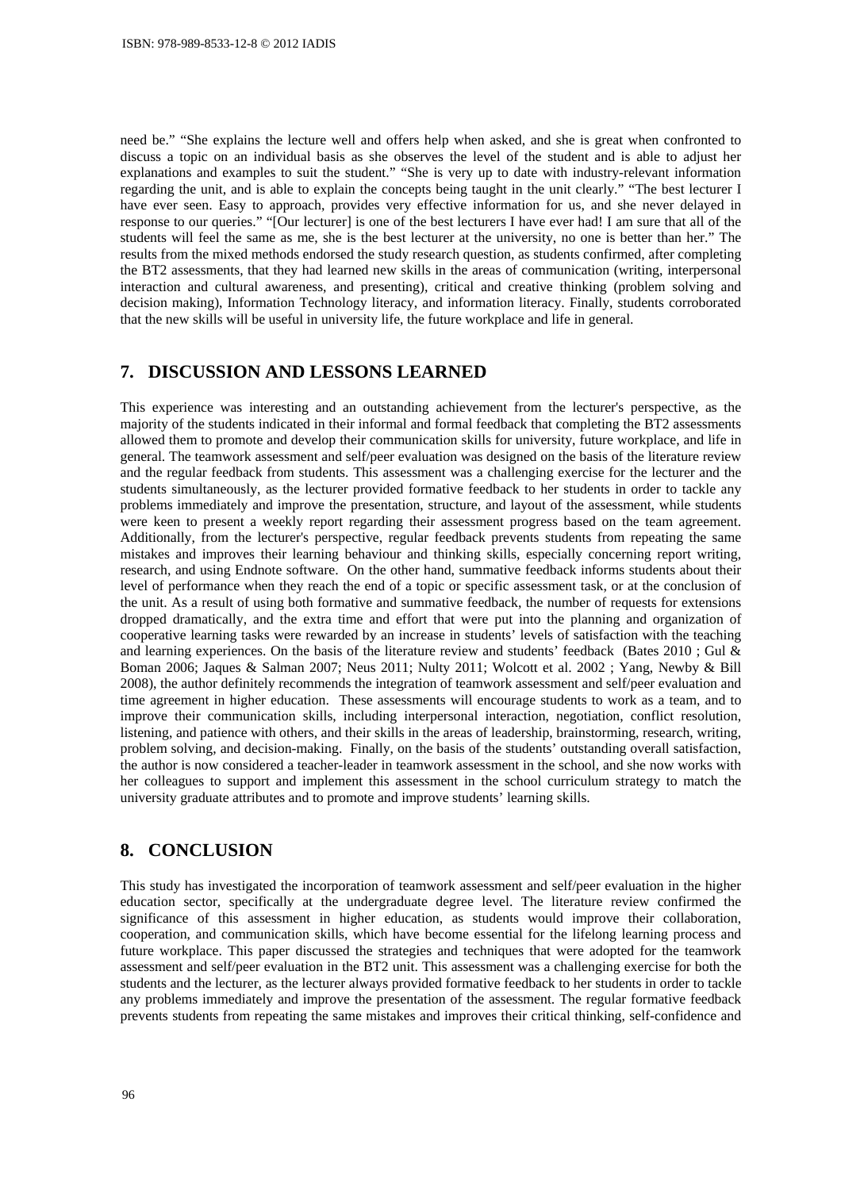need be." "She explains the lecture well and offers help when asked, and she is great when confronted to discuss a topic on an individual basis as she observes the level of the student and is able to adjust her explanations and examples to suit the student." "She is very up to date with industry-relevant information regarding the unit, and is able to explain the concepts being taught in the unit clearly." "The best lecturer I have ever seen. Easy to approach, provides very effective information for us, and she never delayed in response to our queries." "[Our lecturer] is one of the best lecturers I have ever had! I am sure that all of the students will feel the same as me, she is the best lecturer at the university, no one is better than her." The results from the mixed methods endorsed the study research question, as students confirmed, after completing the BT2 assessments, that they had learned new skills in the areas of communication (writing, interpersonal interaction and cultural awareness, and presenting), critical and creative thinking (problem solving and decision making), Information Technology literacy, and information literacy. Finally, students corroborated that the new skills will be useful in university life, the future workplace and life in general.

## 7. DISCUSSION AND LESSONS LEARNED

This experience was interesting and an outstanding achievement from the lecturer's perspective, as the majority of the students indicated in their informal and formal feedback that completing the BT2 assessments allowed them to promote and develop their communication skills for university, future workplace, and life in general. The teamwork assessment and self/peer evaluation was designed on the basis of the literature review and the regular feedback from students. This assessment was a challenging exercise for the lecturer and the students simultaneously, as the lecturer provided formative feedback to her students in order to tackle any problems immediately and improve the presentation, structure, and layout of the assessment, while students were keen to present a weekly report regarding their assessment progress based on the team agreement. Additionally, from the lecturer's perspective, regular feedback prevents students from repeating the same mistakes and improves their learning behaviour and thinking skills, especially concerning report writing, research, and using Endnote software. On the other hand, summative feedback informs students about their level of performance when they reach the end of a topic or specific assessment task, or at the conclusion of the unit. As a result of using both formative and summative feedback, the number of requests for extensions dropped dramatically, and the extra time and effort that were put into the planning and organization of cooperative learning tasks were rewarded by an increase in students' levels of satisfaction with the teaching and learning experiences. On the basis of the literature review and students' feedback (Bates 2010 ; Gul & Boman 2006; Jaques & Salman 2007; Neus 2011; Nulty 2011; Wolcott et al. 2002 ; Yang, Newby & Bill 2008), the author definitely recommends the integration of teamwork assessment and self/peer evaluation and time agreement in higher education. These assessments will encourage students to work as a team, and to improve their communication skills, including interpersonal interaction, negotiation, conflict resolution, listening, and patience with others, and their skills in the areas of leadership, brainstorming, research, writing, problem solving, and decision-making. Finally, on the basis of the students' outstanding overall satisfaction, the author is now considered a teacher-leader in teamwork assessment in the school, and she now works with her colleagues to support and implement this assessment in the school curriculum strategy to match the university graduate attributes and to promote and improve students' learning skills.

## 8. CONCLUSION

This study has investigated the incorporation of teamwork assessment and self/peer evaluation in the higher education sector, specifically at the undergraduate degree level. The literature review confirmed the significance of this assessment in higher education, as students would improve their collaboration, cooperation, and communication skills, which have become essential for the lifelong learning process and future workplace. This paper discussed the strategies and techniques that were adopted for the teamwork assessment and self/peer evaluation in the BT2 unit. This assessment was a challenging exercise for both the students and the lecturer, as the lecturer always provided formative feedback to her students in order to tackle any problems immediately and improve the presentation of the assessment. The regular formative feedback prevents students from repeating the same mistakes and improves their critical thinking, self-confidence and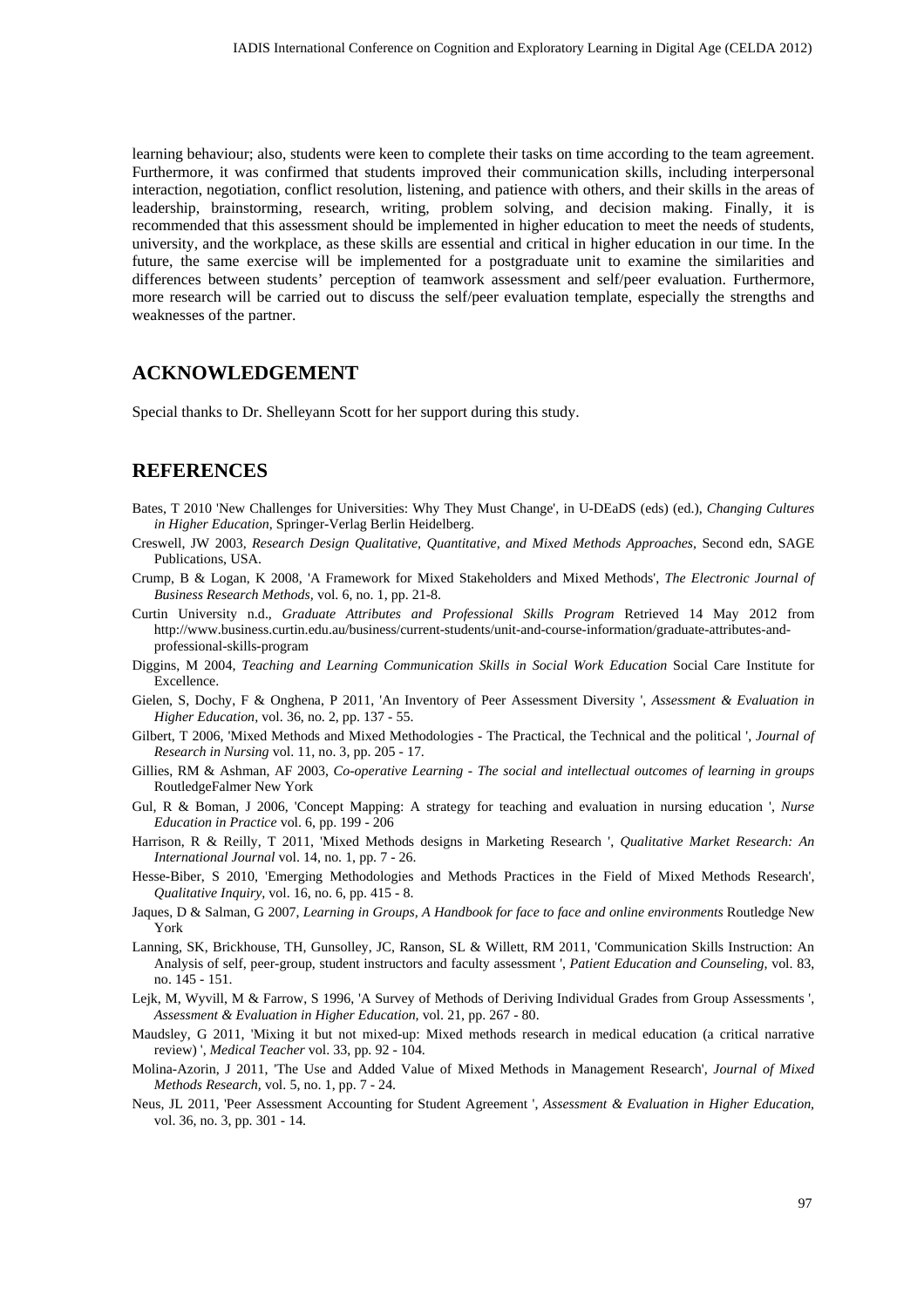learning behaviour; also, students were keen to complete their tasks on time according to the team agreement. Furthermore, it was confirmed that students improved their communication skills, including interpersonal interaction, negotiation, conflict resolution, listening, and patience with others, and their skills in the areas of leadership, brainstorming, research, writing, problem solving, and decision making. Finally, it is recommended that this assessment should be implemented in higher education to meet the needs of students, university, and the workplace, as these skills are essential and critical in higher education in our time. In the future, the same exercise will be implemented for a postgraduate unit to examine the similarities and differences between students' perception of teamwork assessment and self/peer evaluation. Furthermore, more research will be carried out to discuss the self/peer evaluation template, especially the strengths and weaknesses of the partner.

## ACKNOWLEDGEMENT

Special thanks to Dr. Shelleyann Scott for her support during this study.

## REFERENCES

Bates, T 2010 'New Challenges for Universities: Why They Must Change', in U-DEaDS (eds) (ed.), *Changing Cultures in Higher Education*, Springer-Verlag Berlin Heidelberg.

Creswell, JW 2003, *Research Design Qualitative, Quantitative, and Mixed Methods Approaches*, Second edn, SAGE Publications, USA.

Crump, B & Logan, K 2008, 'A Framework for Mixed Stakeholders and Mixed Methods', *The Electronic Journal of Business Research Methods*, vol. 6, no. 1, pp. 21-8.

Curtin University n.d., *Graduate Attributes and Professional Skills Program* Retrieved 14 May 2012 from http://www.business.curtin.edu.au/business/current-students/unit-and-course-information/graduate-attributes-and-professional-skills-program

Diggins, M 2004, *Teaching and Learning Communication Skills in Social Work Education* Social Care Institute for Excellence.

Gielen, S, Dochy, F & Onghena, P 2011, 'An Inventory of Peer Assessment Diversity ', *Assessment & Evaluation in Higher Education*, vol. 36, no. 2, pp. 137 - 55.

Gilbert, T 2006, 'Mixed Methods and Mixed Methodologies - The Practical, the Technical and the political ', *Journal of Research in Nursing* vol. 11, no. 3, pp. 205 - 17.

Gillies, RM & Ashman, AF 2003, *Co-operative Learning - The social and intellectual outcomes of learning in groups* RoutledgeFalmer New York

Gul, R & Boman, J 2006, 'Concept Mapping: A strategy for teaching and evaluation in nursing education ', *Nurse Education in Practice* vol. 6, pp. 199 - 206

Harrison, R & Reilly, T 2011, 'Mixed Methods designs in Marketing Research ', *Qualitative Market Research: An International Journal* vol. 14, no. 1, pp. 7 - 26.

Hesse-Biber, S 2010, 'Emerging Methodologies and Methods Practices in the Field of Mixed Methods Research', *Qualitative Inquiry*, vol. 16, no. 6, pp. 415 - 8.

Jaques, D & Salman, G 2007, *Learning in Groups, A Handbook for face to face and online environments* Routledge New York

Lanning, SK, Brickhouse, TH, Gunsolley, JC, Ranson, SL & Willett, RM 2011, 'Communication Skills Instruction: An Analysis of self, peer-group, student instructors and faculty assessment ', *Patient Education and Counseling*, vol. 83, no. 145 - 151.

Lejk, M, Wyvill, M & Farrow, S 1996, 'A Survey of Methods of Deriving Individual Grades from Group Assessments ', *Assessment & Evaluation in Higher Education*, vol. 21, pp. 267 - 80.

Maudsley, G 2011, 'Mixing it but not mixed-up: Mixed methods research in medical education (a critical narrative review) ', *Medical Teacher* vol. 33, pp. 92 - 104.

Molina-Azorin, J 2011, 'The Use and Added Value of Mixed Methods in Management Research', *Journal of Mixed Methods Research*, vol. 5, no. 1, pp. 7 - 24.

Neus, JL 2011, 'Peer Assessment Accounting for Student Agreement ', *Assessment & Evaluation in Higher Education*, vol. 36, no. 3, pp. 301 - 14.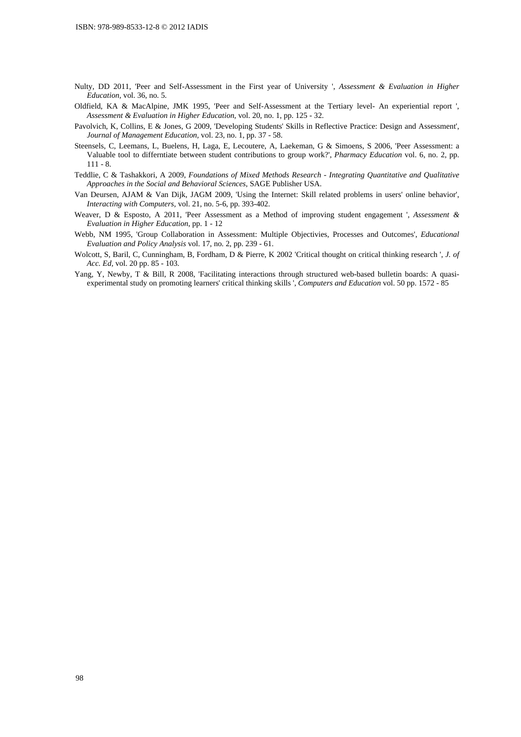Nulty, DD 2011, 'Peer and Self-Assessment in the First year of University ', *Assessment & Evaluation in Higher Education,* vol. 36, no. 5.

Oldfield, KA & MacAlpine, JMK 1995, 'Peer and Self-Assessment at the Tertiary level- An experiential report ', *Assessment & Evaluation in Higher Education,* vol. 20, no. 1, pp. 125 - 32.

Pavolvich, K, Collins, E & Jones, G 2009, 'Developing Students' Skills in Reflective Practice: Design and Assessment', *Journal of Management Education,* vol. 23, no. 1, pp. 37 - 58.

Steensels, C, Leemans, L, Buelens, H, Laga, E, Lecoutere, A, Laekeman, G & Simoens, S 2006, 'Peer Assessment: a Valuable tool to differntiate between student contributions to group work?', *Pharmacy Education* vol. 6, no. 2, pp. 111 - 8.

Teddlie, C & Tashakkori, A 2009, *Foundations of Mixed Methods Research - Integrating Quantitative and Qualitative Approaches in the Social and Behavioral Sciences,* SAGE Publisher USA.

Van Deursen, AJAM & Van Dijk, JAGM 2009, 'Using the Internet: Skill related problems in users' online behavior', *Interacting with Computers,* vol. 21, no. 5-6, pp. 393-402.

Weaver, D & Esposto, A 2011, 'Peer Assessment as a Method of improving student engagement ', *Assessment & Evaluation in Higher Education,* pp. 1 - 12

Webb, NM 1995, 'Group Collaboration in Assessment: Multiple Objectivies, Processes and Outcomes', *Educational Evaluation and Policy Analysis* vol. 17, no. 2, pp. 239 - 61.

Wolcott, S, Baril, C, Cunningham, B, Fordham, D & Pierre, K 2002 'Critical thought on critical thinking research ', *J. of Acc. Ed,* vol. 20 pp. 85 - 103.

Yang, Y, Newby, T & Bill, R 2008, 'Facilitating interactions through structured web-based bulletin boards: A quasi-experimental study on promoting learners' critical thinking skills ', *Computers and Education* vol. 50 pp. 1572 - 85